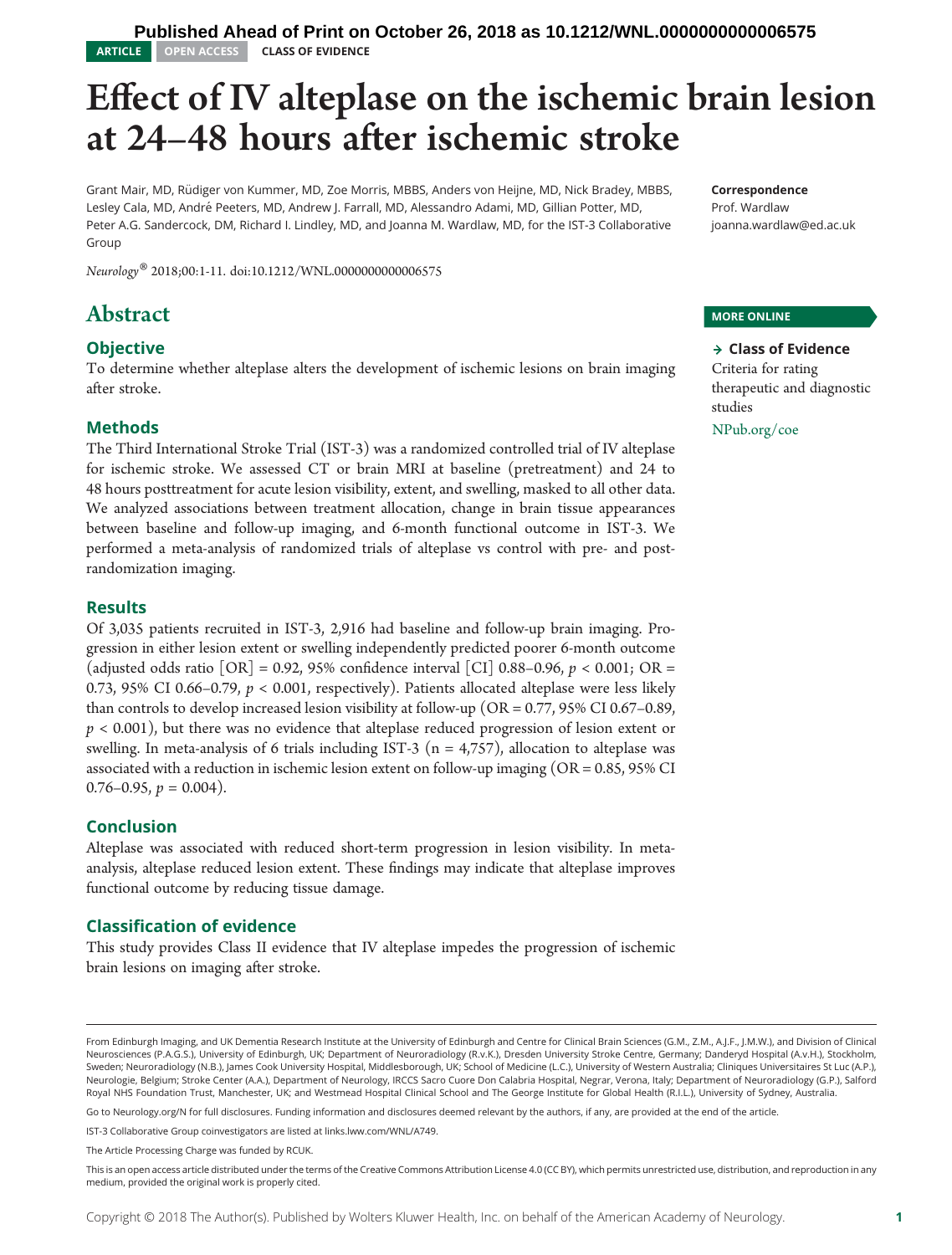Published Ahead of Print on October 26, 2018 as 10.1212/WNL.0000000000006575

ARTICLE OPEN ACCESS CLASS OF EVIDENCE

# Effect of IV alteplase on the ischemic brain lesion at 24–48 hours after ischemic stroke

Grant Mair, MD, Rüdiger von Kummer, MD, Zoe Morris, MBBS, Anders von Heijne, MD, Nick Bradey, MBBS, Lesley Cala, MD, André Peeters, MD, Andrew J. Farrall, MD, Alessandro Adami, MD, Gillian Potter, MD, Peter A.G. Sandercock, DM, Richard I. Lindley, MD, and Joanna M. Wardlaw, MD, for the IST-3 Collaborative Group

*Neurology*® 2018;00:1-11. doi:10.1212/WNL.0000000000006575

**Correspondence**
Prof. Wardlaw
joanna.wardlaw@ed.ac.uk

**MORE ONLINE**

**→ Class of Evidence**
Criteria for rating therapeutic and diagnostic studies
NPub.org/coe

## Abstract

### Objective

To determine whether alteplase alters the development of ischemic lesions on brain imaging after stroke.

### Methods

The Third International Stroke Trial (IST-3) was a randomized controlled trial of IV alteplase for ischemic stroke. We assessed CT or brain MRI at baseline (pretreatment) and 24 to 48 hours posttreatment for acute lesion visibility, extent, and swelling, masked to all other data. We analyzed associations between treatment allocation, change in brain tissue appearances between baseline and follow-up imaging, and 6-month functional outcome in IST-3. We performed a meta-analysis of randomized trials of alteplase vs control with pre- and post-randomization imaging.

### Results

Of 3,035 patients recruited in IST-3, 2,916 had baseline and follow-up brain imaging. Progression in either lesion extent or swelling independently predicted poorer 6-month outcome (adjusted odds ratio [OR] = 0.92, 95% confidence interval [CI] 0.88–0.96, $p < 0.001$; OR = 0.73, 95% CI 0.66–0.79, $p < 0.001$, respectively). Patients allocated alteplase were less likely than controls to develop increased lesion visibility at follow-up (OR = 0.77, 95% CI 0.67–0.89, $p < 0.001$), but there was no evidence that alteplase reduced progression of lesion extent or swelling. In meta-analysis of 6 trials including IST-3 (n = 4,757), allocation to alteplase was associated with a reduction in ischemic lesion extent on follow-up imaging (OR = 0.85, 95% CI 0.76–0.95, $p = 0.004$).

### Conclusion

Alteplase was associated with reduced short-term progression in lesion visibility. In meta-analysis, alteplase reduced lesion extent. These findings may indicate that alteplase improves functional outcome by reducing tissue damage.

### Classification of evidence

This study provides Class II evidence that IV alteplase impedes the progression of ischemic brain lesions on imaging after stroke.

---

From Edinburgh Imaging, and UK Dementia Research Institute at the University of Edinburgh and Centre for Clinical Brain Sciences (G.M., Z.M., A.J.F., J.M.W.), and Division of Clinical Neurosciences (P.A.G.S.), University of Edinburgh, UK; Department of Neuroradiology (R.v.K.), Dresden University Stroke Centre, Germany; Danderyd Hospital (A.v.H.), Stockholm, Sweden; Neuroradiology (N.B.), James Cook University Hospital, Middlesborough, UK; School of Medicine (L.C.), University of Western Australia; Cliniques Universitaires St Luc (A.P.), Neurologie, Belgium; Stroke Center (A.A.), Department of Neurology, IRCCS Sacro Cuore Don Calabria Hospital, Negrar, Verona, Italy; Department of Neuroradiology (G.P.), Salford Royal NHS Foundation Trust, Manchester, UK; and Westmead Hospital Clinical School and The George Institute for Global Health (R.I.L.), University of Sydney, Australia.

Go to Neurology.org/N for full disclosures. Funding information and disclosures deemed relevant by the authors, if any, are provided at the end of the article.

IST-3 Collaborative Group coinvestigators are listed at links.lww.com/WNL/A749.

The Article Processing Charge was funded by RCUK.

This is an open access article distributed under the terms of the Creative Commons Attribution License 4.0 (CC BY), which permits unrestricted use, distribution, and reproduction in any medium, provided the original work is properly cited.

Copyright © 2018 The Author(s). Published by Wolters Kluwer Health, Inc. on behalf of the American Academy of Neurology.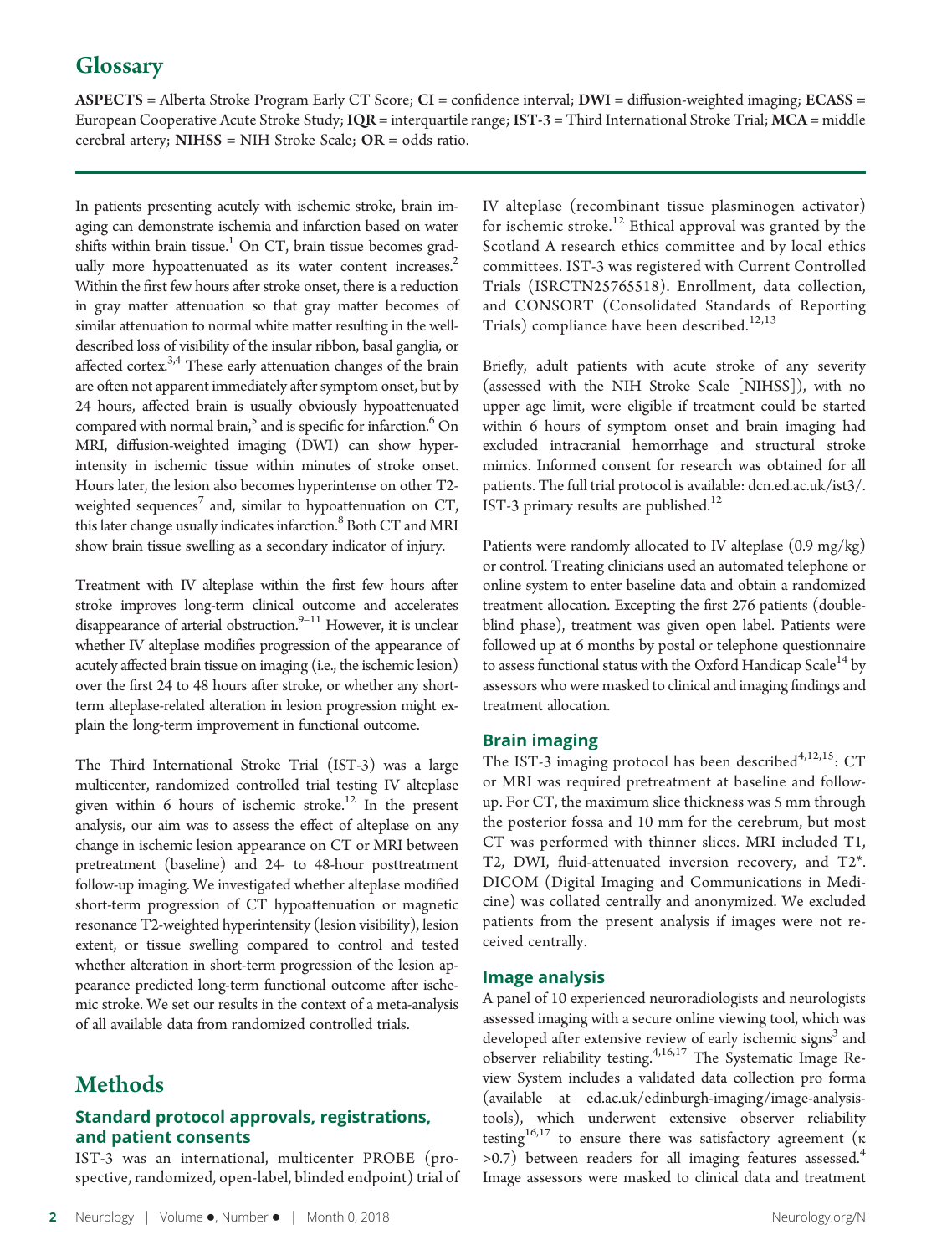## Glossary

**ASPECTS** = Alberta Stroke Program Early CT Score; **CI** = confidence interval; **DWI** = diffusion-weighted imaging; **ECASS** = European Cooperative Acute Stroke Study; **IQR** = interquartile range; **IST-3** = Third International Stroke Trial; **MCA** = middle cerebral artery; **NIHSS** = NIH Stroke Scale; **OR** = odds ratio.

In patients presenting acutely with ischemic stroke, brain imaging can demonstrate ischemia and infarction based on water shifts within brain tissue.[1] On CT, brain tissue becomes gradually more hypoattenuated as its water content increases.[2] Within the first few hours after stroke onset, there is a reduction in gray matter attenuation so that gray matter becomes of similar attenuation to normal white matter resulting in the well-described loss of visibility of the insular ribbon, basal ganglia, or affected cortex.[3,4] These early attenuation changes of the brain are often not apparent immediately after symptom onset, but by 24 hours, affected brain is usually obviously hypoattenuated compared with normal brain,[5] and is specific for infarction.[6] On MRI, diffusion-weighted imaging (DWI) can show hyperintensity in ischemic tissue within minutes of stroke onset. Hours later, the lesion also becomes hyperintense on other T2-weighted sequences[7] and, similar to hypoattenuation on CT, this later change usually indicates infarction.[8] Both CT and MRI show brain tissue swelling as a secondary indicator of injury.

Treatment with IV alteplase within the first few hours after stroke improves long-term clinical outcome and accelerates disappearance of arterial obstruction.[9–11] However, it is unclear whether IV alteplase modifies progression of the appearance of acutely affected brain tissue on imaging (i.e., the ischemic lesion) over the first 24 to 48 hours after stroke, or whether any short-term alteplase-related alteration in lesion progression might explain the long-term improvement in functional outcome.

The Third International Stroke Trial (IST-3) was a large multicenter, randomized controlled trial testing IV alteplase given within 6 hours of ischemic stroke.[12] In the present analysis, our aim was to assess the effect of alteplase on any change in ischemic lesion appearance on CT or MRI between pretreatment (baseline) and 24- to 48-hour posttreatment follow-up imaging. We investigated whether alteplase modified short-term progression of CT hypoattenuation or magnetic resonance T2-weighted hyperintensity (lesion visibility), lesion extent, or tissue swelling compared to control and tested whether alteration in short-term progression of the lesion appearance predicted long-term functional outcome after ischemic stroke. We set our results in the context of a meta-analysis of all available data from randomized controlled trials.

# Methods

### Standard protocol approvals, registrations, and patient consents

IST-3 was an international, multicenter PROBE (prospective, randomized, open-label, blinded endpoint) trial of IV alteplase (recombinant tissue plasminogen activator) for ischemic stroke.[12] Ethical approval was granted by the Scotland A research ethics committee and by local ethics committees. IST-3 was registered with Current Controlled Trials (ISRCTN25765518). Enrollment, data collection, and CONSORT (Consolidated Standards of Reporting Trials) compliance have been described.[12,13]

Briefly, adult patients with acute stroke of any severity (assessed with the NIH Stroke Scale [NIHSS]), with no upper age limit, were eligible if treatment could be started within 6 hours of symptom onset and brain imaging had excluded intracranial hemorrhage and structural stroke mimics. Informed consent for research was obtained for all patients. The full trial protocol is available: dcn.ed.ac.uk/ist3/. IST-3 primary results are published.[12]

Patients were randomly allocated to IV alteplase (0.9 mg/kg) or control. Treating clinicians used an automated telephone or online system to enter baseline data and obtain a randomized treatment allocation. Excepting the first 276 patients (double-blind phase), treatment was given open label. Patients were followed up at 6 months by postal or telephone questionnaire to assess functional status with the Oxford Handicap Scale[14] by assessors who were masked to clinical and imaging findings and treatment allocation.

### Brain imaging

The IST-3 imaging protocol has been described[4,12,15]: CT or MRI was required pretreatment at baseline and follow-up. For CT, the maximum slice thickness was 5 mm through the posterior fossa and 10 mm for the cerebrum, but most CT was performed with thinner slices. MRI included T1, T2, DWI, fluid-attenuated inversion recovery, and T2*. DICOM (Digital Imaging and Communications in Medicine) was collated centrally and anonymized. We excluded patients from the present analysis if images were not received centrally.

### Image analysis

A panel of 10 experienced neuroradiologists and neurologists assessed imaging with a secure online viewing tool, which was developed after extensive review of early ischemic signs[3] and observer reliability testing.[4,16,17] The Systematic Image Review System includes a validated data collection pro forma (available at ed.ac.uk/edinburgh-imaging/image-analysis-tools), which underwent extensive observer reliability testing[16,17] to ensure there was satisfactory agreement ($\kappa$ >0.7) between readers for all imaging features assessed.[4] Image assessors were masked to clinical data and treatment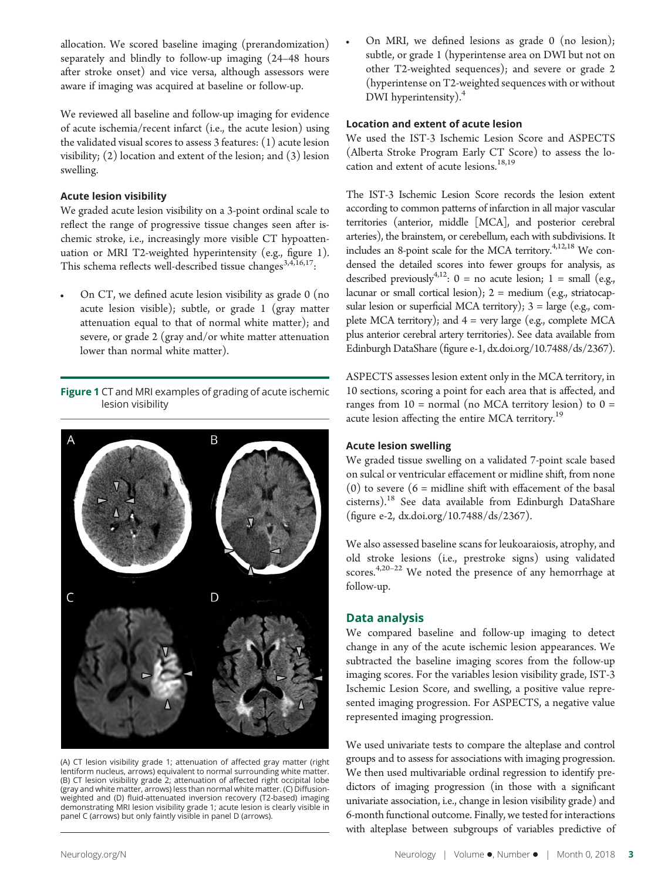allocation. We scored baseline imaging (prerandomization) separately and blindly to follow-up imaging (24–48 hours after stroke onset) and vice versa, although assessors were aware if imaging was acquired at baseline or follow-up.

We reviewed all baseline and follow-up imaging for evidence of acute ischemia/recent infarct (i.e., the acute lesion) using the validated visual scores to assess 3 features: (1) acute lesion visibility; (2) location and extent of the lesion; and (3) lesion swelling.

### Acute lesion visibility

We graded acute lesion visibility on a 3-point ordinal scale to reflect the range of progressive tissue changes seen after ischemic stroke, i.e., increasingly more visible CT hypoattenuation or MRI T2-weighted hyperintensity (e.g., figure 1). This schema reflects well-described tissue changes[3,4,16,17]:

- On CT, we defined acute lesion visibility as grade 0 (no acute lesion visible); subtle, or grade 1 (gray matter attenuation equal to that of normal white matter); and severe, or grade 2 (gray and/or white matter attenuation lower than normal white matter).
- On MRI, we defined lesions as grade 0 (no lesion); subtle, or grade 1 (hyperintense area on DWI but not on other T2-weighted sequences); and severe or grade 2 (hyperintense on T2-weighted sequences with or without DWI hyperintensity).[4]

**Figure 1** CT and MRI examples of grading of acute ischemic lesion visibility

(A) CT lesion visibility grade 1; attenuation of affected gray matter (right lentiform nucleus, arrows) equivalent to normal surrounding white matter. (B) CT lesion visibility grade 2; attenuation of affected right occipital lobe (gray and white matter, arrows) less than normal white matter. (C) Diffusion-weighted and (D) fluid-attenuated inversion recovery (T2-based) imaging demonstrating MRI lesion visibility grade 1; acute lesion is clearly visible in panel C (arrows) but only faintly visible in panel D (arrows).

### Location and extent of acute lesion

We used the IST-3 Ischemic Lesion Score and ASPECTS (Alberta Stroke Program Early CT Score) to assess the location and extent of acute lesions.[18,19]

The IST-3 Ischemic Lesion Score records the lesion extent according to common patterns of infarction in all major vascular territories (anterior, middle [MCA], and posterior cerebral arteries), the brainstem, or cerebellum, each with subdivisions. It includes an 8-point scale for the MCA territory.[4,12,18] We condensed the detailed scores into fewer groups for analysis, as described previously[4,12]: 0 = no acute lesion; 1 = small (e.g., lacunar or small cortical lesion); 2 = medium (e.g., striatocapsular lesion or superficial MCA territory); 3 = large (e.g., complete MCA territory); and 4 = very large (e.g., complete MCA plus anterior cerebral artery territories). See data available from Edinburgh DataShare (figure e-1, dx.doi.org/10.7488/ds/2367).

ASPECTS assesses lesion extent only in the MCA territory, in 10 sections, scoring a point for each area that is affected, and ranges from 10 = normal (no MCA territory lesion) to 0 = acute lesion affecting the entire MCA territory.[19]

### Acute lesion swelling

We graded tissue swelling on a validated 7-point scale based on sulcal or ventricular effacement or midline shift, from none (0) to severe (6 = midline shift with effacement of the basal cisterns).[18] See data available from Edinburgh DataShare (figure e-2, dx.doi.org/10.7488/ds/2367).

We also assessed baseline scans for leukoaraiosis, atrophy, and old stroke lesions (i.e., prestroke signs) using validated scores.[4,20–22] We noted the presence of any hemorrhage at follow-up.

## Data analysis

We compared baseline and follow-up imaging to detect change in any of the acute ischemic lesion appearances. We subtracted the baseline imaging scores from the follow-up imaging scores. For the variables lesion visibility grade, IST-3 Ischemic Lesion Score, and swelling, a positive value represented imaging progression. For ASPECTS, a negative value represented imaging progression.

We used univariate tests to compare the alteplase and control groups and to assess for associations with imaging progression. We then used multivariable ordinal regression to identify predictors of imaging progression (in those with a significant univariate association, i.e., change in lesion visibility grade) and 6-month functional outcome. Finally, we tested for interactions with alteplase between subgroups of variables predictive of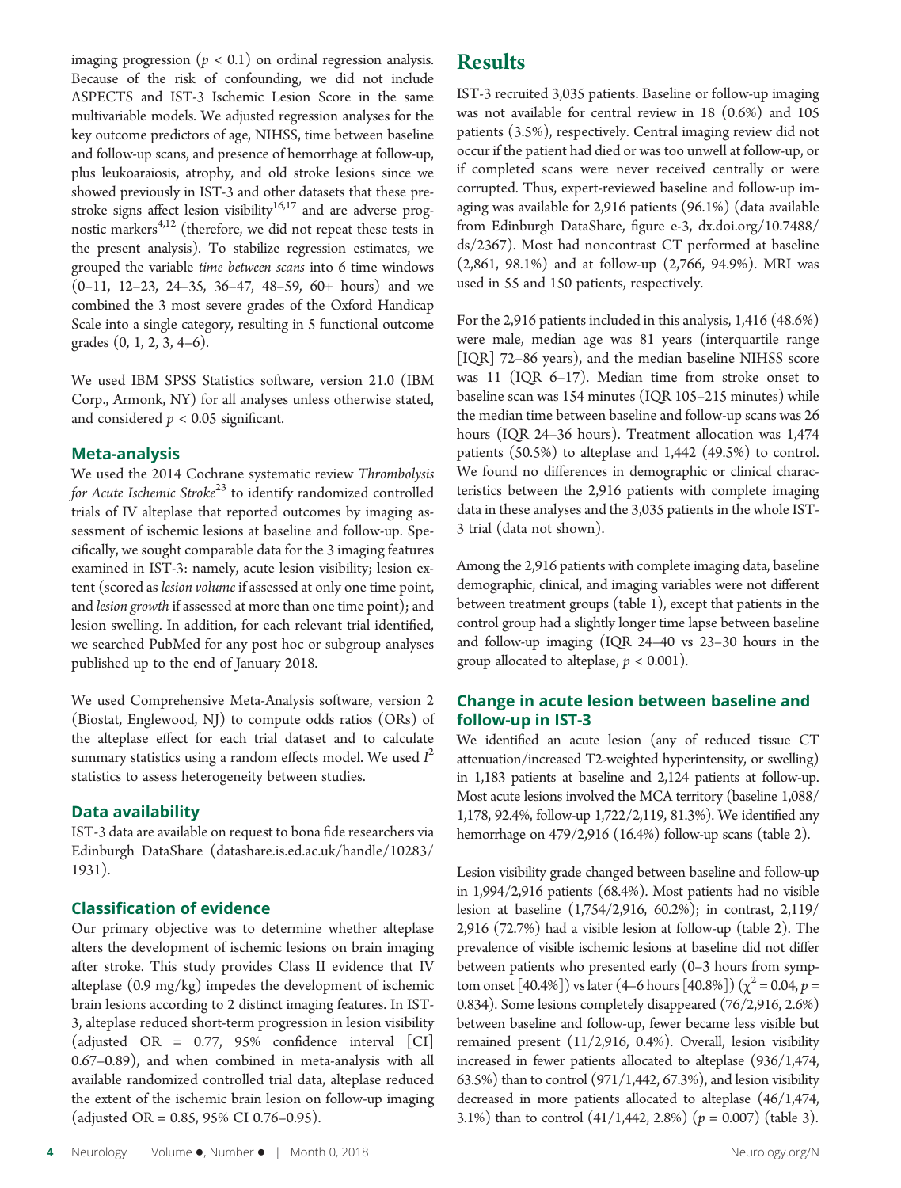imaging progression ($p < 0.1$) on ordinal regression analysis. Because of the risk of confounding, we did not include ASPECTS and IST-3 Ischemic Lesion Score in the same multivariable models. We adjusted regression analyses for the key outcome predictors of age, NIHSS, time between baseline and follow-up scans, and presence of hemorrhage at follow-up, plus leukoaraiosis, atrophy, and old stroke lesions since we showed previously in IST-3 and other datasets that these prestroke signs affect lesion visibility[16,17] and are adverse prognostic markers[4,12] (therefore, we did not repeat these tests in the present analysis). To stabilize regression estimates, we grouped the variable *time between scans* into 6 time windows (0–11, 12–23, 24–35, 36–47, 48–59, 60+ hours) and we combined the 3 most severe grades of the Oxford Handicap Scale into a single category, resulting in 5 functional outcome grades (0, 1, 2, 3, 4–6).

We used IBM SPSS Statistics software, version 21.0 (IBM Corp., Armonk, NY) for all analyses unless otherwise stated, and considered $p < 0.05$ significant.

### Meta-analysis

We used the 2014 Cochrane systematic review *Thrombolysis for Acute Ischemic Stroke*[23] to identify randomized controlled trials of IV alteplase that reported outcomes by imaging assessment of ischemic lesions at baseline and follow-up. Specifically, we sought comparable data for the 3 imaging features examined in IST-3: namely, acute lesion visibility; lesion extent (scored as *lesion volume* if assessed at only one time point, and *lesion growth* if assessed at more than one time point); and lesion swelling. In addition, for each relevant trial identified, we searched PubMed for any post hoc or subgroup analyses published up to the end of January 2018.

We used Comprehensive Meta-Analysis software, version 2 (Biostat, Englewood, NJ) to compute odds ratios (ORs) of the alteplase effect for each trial dataset and to calculate summary statistics using a random effects model. We used $I^2$ statistics to assess heterogeneity between studies.

### Data availability

IST-3 data are available on request to bona fide researchers via Edinburgh DataShare (datashare.is.ed.ac.uk/handle/10283/1931).

### Classification of evidence

Our primary objective was to determine whether alteplase alters the development of ischemic lesions on brain imaging after stroke. This study provides Class II evidence that IV alteplase (0.9 mg/kg) impedes the development of ischemic brain lesions according to 2 distinct imaging features. In IST-3, alteplase reduced short-term progression in lesion visibility (adjusted OR = 0.77, 95% confidence interval [CI] 0.67–0.89), and when combined in meta-analysis with all available randomized controlled trial data, alteplase reduced the extent of the ischemic brain lesion on follow-up imaging (adjusted OR = 0.85, 95% CI 0.76–0.95).

## Results

IST-3 recruited 3,035 patients. Baseline or follow-up imaging was not available for central review in 18 (0.6%) and 105 patients (3.5%), respectively. Central imaging review did not occur if the patient had died or was too unwell at follow-up, or if completed scans were never received centrally or were corrupted. Thus, expert-reviewed baseline and follow-up imaging was available for 2,916 patients (96.1%) (data available from Edinburgh DataShare, figure e-3, dx.doi.org/10.7488/ds/2367). Most had noncontrast CT performed at baseline (2,861, 98.1%) and at follow-up (2,766, 94.9%). MRI was used in 55 and 150 patients, respectively.

For the 2,916 patients included in this analysis, 1,416 (48.6%) were male, median age was 81 years (interquartile range [IQR] 72–86 years), and the median baseline NIHSS score was 11 (IQR 6–17). Median time from stroke onset to baseline scan was 154 minutes (IQR 105–215 minutes) while the median time between baseline and follow-up scans was 26 hours (IQR 24–36 hours). Treatment allocation was 1,474 patients (50.5%) to alteplase and 1,442 (49.5%) to control. We found no differences in demographic or clinical characteristics between the 2,916 patients with complete imaging data in these analyses and the 3,035 patients in the whole IST-3 trial (data not shown).

Among the 2,916 patients with complete imaging data, baseline demographic, clinical, and imaging variables were not different between treatment groups (table 1), except that patients in the control group had a slightly longer time lapse between baseline and follow-up imaging (IQR 24–40 vs 23–30 hours in the group allocated to alteplase, $p < 0.001$).

### Change in acute lesion between baseline and follow-up in IST-3

We identified an acute lesion (any of reduced tissue CT attenuation/increased T2-weighted hyperintensity, or swelling) in 1,183 patients at baseline and 2,124 patients at follow-up. Most acute lesions involved the MCA territory (baseline 1,088/1,178, 92.4%, follow-up 1,722/2,119, 81.3%). We identified any hemorrhage on 479/2,916 (16.4%) follow-up scans (table 2).

Lesion visibility grade changed between baseline and follow-up in 1,994/2,916 patients (68.4%). Most patients had no visible lesion at baseline (1,754/2,916, 60.2%); in contrast, 2,119/2,916 (72.7%) had a visible lesion at follow-up (table 2). The prevalence of visible ischemic lesions at baseline did not differ between patients who presented early (0–3 hours from symptom onset [40.4%]) vs later (4–6 hours [40.8%]) ($\chi^2 = 0.04$, $p = 0.834$). Some lesions completely disappeared (76/2,916, 2.6%) between baseline and follow-up, fewer became less visible but remained present (11/2,916, 0.4%). Overall, lesion visibility increased in fewer patients allocated to alteplase (936/1,474, 63.5%) than to control (971/1,442, 67.3%), and lesion visibility decreased in more patients allocated to alteplase (46/1,474, 3.1%) than to control (41/1,442, 2.8%) ($p = 0.007$) (table 3).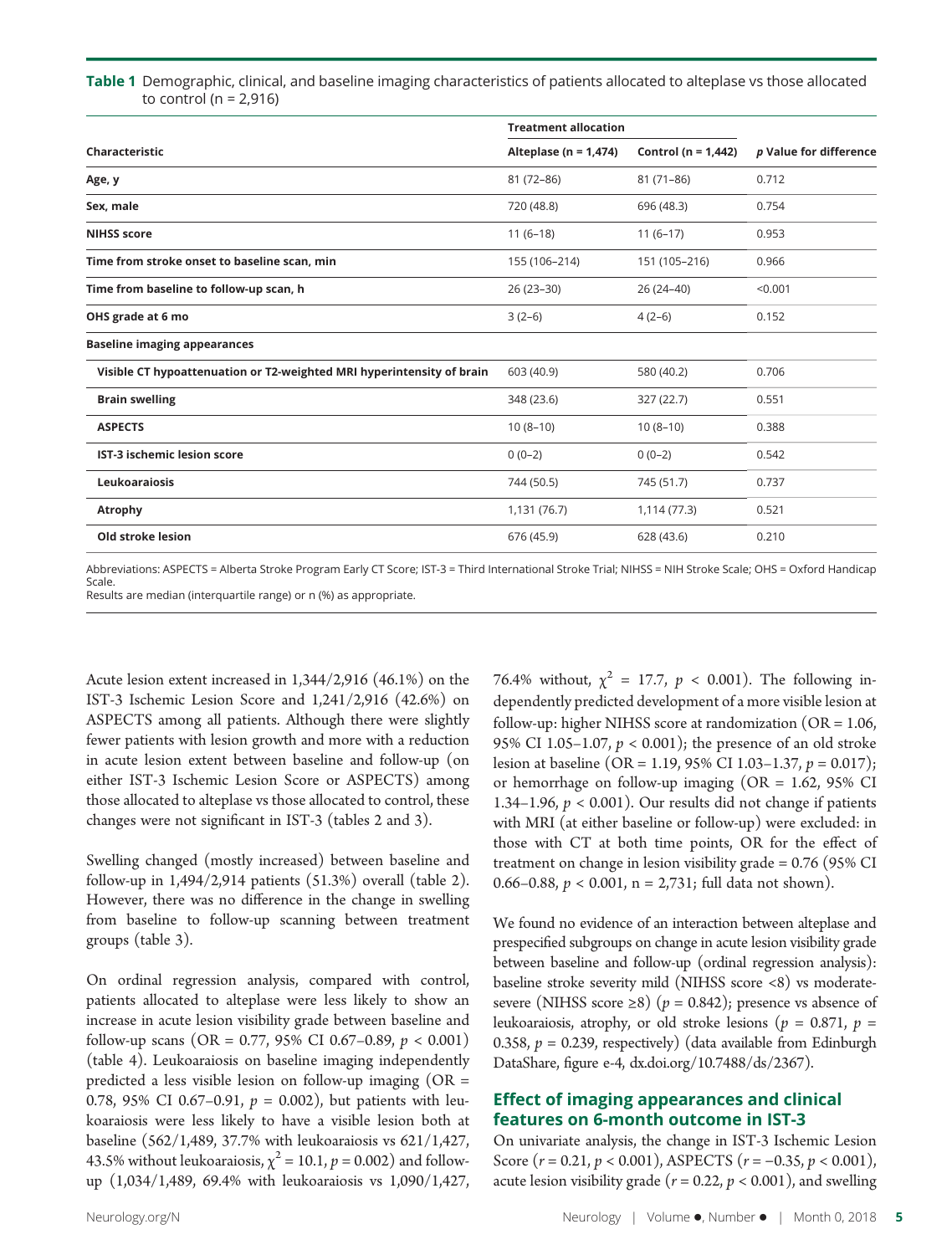**Table 1** Demographic, clinical, and baseline imaging characteristics of patients allocated to alteplase vs those allocated to control (n = 2,916)

| Characteristic | Treatment allocation | | p Value for difference |
|---|---|---|---|
| | Alteplase (n = 1,474) | Control (n = 1,442) | |
| Age, y | 81 (72–86) | 81 (71–86) | 0.712 |
| Sex, male | 720 (48.8) | 696 (48.3) | 0.754 |
| NIHSS score | 11 (6–18) | 11 (6–17) | 0.953 |
| Time from stroke onset to baseline scan, min | 155 (106–214) | 151 (105–216) | 0.966 |
| Time from baseline to follow-up scan, h | 26 (23–30) | 26 (24–40) | <0.001 |
| OHS grade at 6 mo | 3 (2–6) | 4 (2–6) | 0.152 |
| Baseline imaging appearances | | | |
| Visible CT hypoattenuation or T2-weighted MRI hyperintensity of brain | 603 (40.9) | 580 (40.2) | 0.706 |
| Brain swelling | 348 (23.6) | 327 (22.7) | 0.551 |
| ASPECTS | 10 (8–10) | 10 (8–10) | 0.388 |
| IST-3 ischemic lesion score | 0 (0–2) | 0 (0–2) | 0.542 |
| Leukoaraiosis | 744 (50.5) | 745 (51.7) | 0.737 |
| Atrophy | 1,131 (76.7) | 1,114 (77.3) | 0.521 |
| Old stroke lesion | 676 (45.9) | 628 (43.6) | 0.210 |

Abbreviations: ASPECTS = Alberta Stroke Program Early CT Score; IST-3 = Third International Stroke Trial; NIHSS = NIH Stroke Scale; OHS = Oxford Handicap Scale.
Results are median (interquartile range) or n (%) as appropriate.

Acute lesion extent increased in 1,344/2,916 (46.1%) on the IST-3 Ischemic Lesion Score and 1,241/2,916 (42.6%) on ASPECTS among all patients. Although there were slightly fewer patients with lesion growth and more with a reduction in acute lesion extent between baseline and follow-up (on either IST-3 Ischemic Lesion Score or ASPECTS) among those allocated to alteplase vs those allocated to control, these changes were not significant in IST-3 (tables 2 and 3).

Swelling changed (mostly increased) between baseline and follow-up in 1,494/2,914 patients (51.3%) overall (table 2). However, there was no difference in the change in swelling from baseline to follow-up scanning between treatment groups (table 3).

On ordinal regression analysis, compared with control, patients allocated to alteplase were less likely to show an increase in acute lesion visibility grade between baseline and follow-up scans (OR = 0.77, 95% CI 0.67–0.89, $p < 0.001$) (table 4). Leukoaraiosis on baseline imaging independently predicted a less visible lesion on follow-up imaging (OR = 0.78, 95% CI 0.67–0.91, $p = 0.002$), but patients with leukoaraiosis were less likely to have a visible lesion both at baseline (562/1,489, 37.7% with leukoaraiosis vs 621/1,427, 43.5% without leukoaraiosis, $\chi^2 = 10.1$, $p = 0.002$) and follow-up (1,034/1,489, 69.4% with leukoaraiosis vs 1,090/1,427, 76.4% without, $\chi^2 = 17.7$, $p < 0.001$). The following independently predicted development of a more visible lesion at follow-up: higher NIHSS score at randomization (OR = 1.06, 95% CI 1.05–1.07, $p < 0.001$); the presence of an old stroke lesion at baseline (OR = 1.19, 95% CI 1.03–1.37, $p = 0.017$); or hemorrhage on follow-up imaging (OR = 1.62, 95% CI 1.34–1.96, $p < 0.001$). Our results did not change if patients with MRI (at either baseline or follow-up) were excluded: in those with CT at both time points, OR for the effect of treatment on change in lesion visibility grade = 0.76 (95% CI 0.66–0.88, $p < 0.001$, n = 2,731; full data not shown).

We found no evidence of an interaction between alteplase and prespecified subgroups on change in acute lesion visibility grade between baseline and follow-up (ordinal regression analysis): baseline stroke severity mild (NIHSS score <8) vs moderate-severe (NIHSS score ≥8) ($p = 0.842$); presence vs absence of leukoaraiosis, atrophy, or old stroke lesions ($p = 0.871$, $p = 0.358$, $p = 0.239$, respectively) (data available from Edinburgh DataShare, figure e-4, dx.doi.org/10.7488/ds/2367).

## Effect of imaging appearances and clinical features on 6-month outcome in IST-3

On univariate analysis, the change in IST-3 Ischemic Lesion Score ($r = 0.21$, $p < 0.001$), ASPECTS ($r = -0.35$, $p < 0.001$), acute lesion visibility grade ($r = 0.22$, $p < 0.001$), and swelling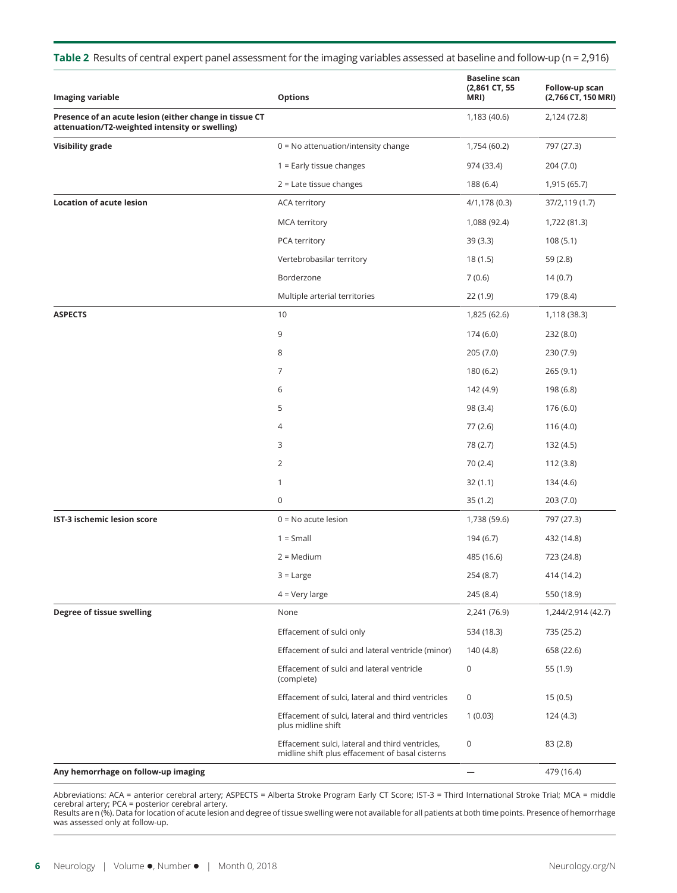**Table 2** Results of central expert panel assessment for the imaging variables assessed at baseline and follow-up (n = 2,916)

| Imaging variable | Options | Baseline scan (2,861 CT, 55 MRI) | Follow-up scan (2,766 CT, 150 MRI) |
|---|---|---|---|
| **Presence of an acute lesion (either change in tissue CT attenuation/T2-weighted intensity or swelling)** | | 1,183 (40.6) | 2,124 (72.8) |
| **Visibility grade** | 0 = No attenuation/intensity change | 1,754 (60.2) | 797 (27.3) |
| | 1 = Early tissue changes | 974 (33.4) | 204 (7.0) |
| | 2 = Late tissue changes | 188 (6.4) | 1,915 (65.7) |
| **Location of acute lesion** | ACA territory | 4/1,178 (0.3) | 37/2,119 (1.7) |
| | MCA territory | 1,088 (92.4) | 1,722 (81.3) |
| | PCA territory | 39 (3.3) | 108 (5.1) |
| | Vertebrobasilar territory | 18 (1.5) | 59 (2.8) |
| | Borderzone | 7 (0.6) | 14 (0.7) |
| | Multiple arterial territories | 22 (1.9) | 179 (8.4) |
| **ASPECTS** | 10 | 1,825 (62.6) | 1,118 (38.3) |
| | 9 | 174 (6.0) | 232 (8.0) |
| | 8 | 205 (7.0) | 230 (7.9) |
| | 7 | 180 (6.2) | 265 (9.1) |
| | 6 | 142 (4.9) | 198 (6.8) |
| | 5 | 98 (3.4) | 176 (6.0) |
| | 4 | 77 (2.6) | 116 (4.0) |
| | 3 | 78 (2.7) | 132 (4.5) |
| | 2 | 70 (2.4) | 112 (3.8) |
| | 1 | 32 (1.1) | 134 (4.6) |
| | 0 | 35 (1.2) | 203 (7.0) |
| **IST-3 ischemic lesion score** | 0 = No acute lesion | 1,738 (59.6) | 797 (27.3) |
| | 1 = Small | 194 (6.7) | 432 (14.8) |
| | 2 = Medium | 485 (16.6) | 723 (24.8) |
| | 3 = Large | 254 (8.7) | 414 (14.2) |
| | 4 = Very large | 245 (8.4) | 550 (18.9) |
| **Degree of tissue swelling** | None | 2,241 (76.9) | 1,244/2,914 (42.7) |
| | Effacement of sulci only | 534 (18.3) | 735 (25.2) |
| | Effacement of sulci and lateral ventricle (minor) | 140 (4.8) | 658 (22.6) |
| | Effacement of sulci and lateral ventricle (complete) | 0 | 55 (1.9) |
| | Effacement of sulci, lateral and third ventricles | 0 | 15 (0.5) |
| | Effacement of sulci, lateral and third ventricles plus midline shift | 1 (0.03) | 124 (4.3) |
| | Effacement sulci, lateral and third ventricles, midline shift plus effacement of basal cisterns | 0 | 83 (2.8) |
| **Any hemorrhage on follow-up imaging** | | — | 479 (16.4) |

Abbreviations: ACA = anterior cerebral artery; ASPECTS = Alberta Stroke Program Early CT Score; IST-3 = Third International Stroke Trial; MCA = middle cerebral artery; PCA = posterior cerebral artery.
Results are n (%). Data for location of acute lesion and degree of tissue swelling were not available for all patients at both time points. Presence of hemorrhage was assessed only at follow-up.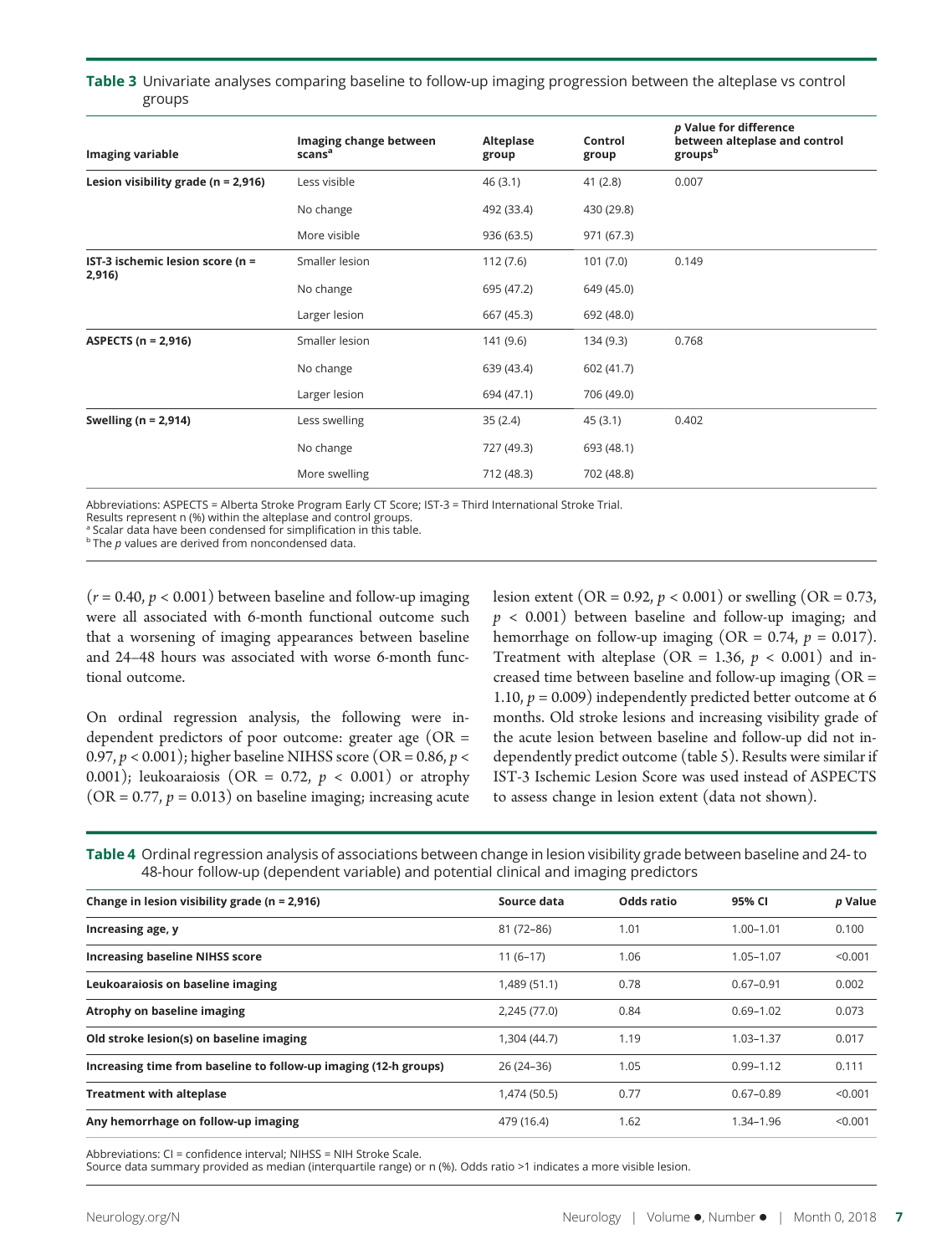**Table 3** Univariate analyses comparing baseline to follow-up imaging progression between the alteplase vs control groups

| Imaging variable | Imaging change between scans[a] | Alteplase group | Control group | *p* Value for difference between alteplase and control groups[b] |
|---|---|---|---|---|
| **Lesion visibility grade (n = 2,916)** | Less visible | 46 (3.1) | 41 (2.8) | 0.007 |
| | No change | 492 (33.4) | 430 (29.8) | |
| | More visible | 936 (63.5) | 971 (67.3) | |
| **IST-3 ischemic lesion score (n = 2,916)** | Smaller lesion | 112 (7.6) | 101 (7.0) | 0.149 |
| | No change | 695 (47.2) | 649 (45.0) | |
| | Larger lesion | 667 (45.3) | 692 (48.0) | |
| **ASPECTS (n = 2,916)** | Smaller lesion | 141 (9.6) | 134 (9.3) | 0.768 |
| | No change | 639 (43.4) | 602 (41.7) | |
| | Larger lesion | 694 (47.1) | 706 (49.0) | |
| **Swelling (n = 2,914)** | Less swelling | 35 (2.4) | 45 (3.1) | 0.402 |
| | No change | 727 (49.3) | 693 (48.1) | |
| | More swelling | 712 (48.3) | 702 (48.8) | |

Abbreviations: ASPECTS = Alberta Stroke Program Early CT Score; IST-3 = Third International Stroke Trial.
Results represent n (%) within the alteplase and control groups.
[a] Scalar data have been condensed for simplification in this table.
[b] The *p* values are derived from noncondensed data.

($r = 0.40$, $p < 0.001$) between baseline and follow-up imaging were all associated with 6-month functional outcome such that a worsening of imaging appearances between baseline and 24–48 hours was associated with worse 6-month functional outcome.

On ordinal regression analysis, the following were independent predictors of poor outcome: greater age (OR = 0.97, $p < 0.001$); higher baseline NIHSS score (OR = 0.86, $p < 0.001$); leukoaraiosis (OR = 0.72, $p < 0.001$) or atrophy (OR = 0.77, $p = 0.013$) on baseline imaging; increasing acute lesion extent (OR = 0.92, $p < 0.001$) or swelling (OR = 0.73, $p < 0.001$) between baseline and follow-up imaging; and hemorrhage on follow-up imaging (OR = 0.74, $p = 0.017$). Treatment with alteplase (OR = 1.36, $p < 0.001$) and increased time between baseline and follow-up imaging (OR = 1.10, $p = 0.009$) independently predicted better outcome at 6 months. Old stroke lesions and increasing visibility grade of the acute lesion between baseline and follow-up did not independently predict outcome (table 5). Results were similar if IST-3 Ischemic Lesion Score was used instead of ASPECTS to assess change in lesion extent (data not shown).

**Table 4** Ordinal regression analysis of associations between change in lesion visibility grade between baseline and 24- to 48-hour follow-up (dependent variable) and potential clinical and imaging predictors

| Change in lesion visibility grade (n = 2,916) | Source data | Odds ratio | 95% CI | *p* Value |
|---|---|---|---|---|
| **Increasing age, y** | 81 (72–86) | 1.01 | 1.00–1.01 | 0.100 |
| **Increasing baseline NIHSS score** | 11 (6–17) | 1.06 | 1.05–1.07 | <0.001 |
| **Leukoaraiosis on baseline imaging** | 1,489 (51.1) | 0.78 | 0.67–0.91 | 0.002 |
| **Atrophy on baseline imaging** | 2,245 (77.0) | 0.84 | 0.69–1.02 | 0.073 |
| **Old stroke lesion(s) on baseline imaging** | 1,304 (44.7) | 1.19 | 1.03–1.37 | 0.017 |
| **Increasing time from baseline to follow-up imaging (12-h groups)** | 26 (24–36) | 1.05 | 0.99–1.12 | 0.111 |
| **Treatment with alteplase** | 1,474 (50.5) | 0.77 | 0.67–0.89 | <0.001 |
| **Any hemorrhage on follow-up imaging** | 479 (16.4) | 1.62 | 1.34–1.96 | <0.001 |

Abbreviations: CI = confidence interval; NIHSS = NIH Stroke Scale.
Source data summary provided as median (interquartile range) or n (%). Odds ratio >1 indicates a more visible lesion.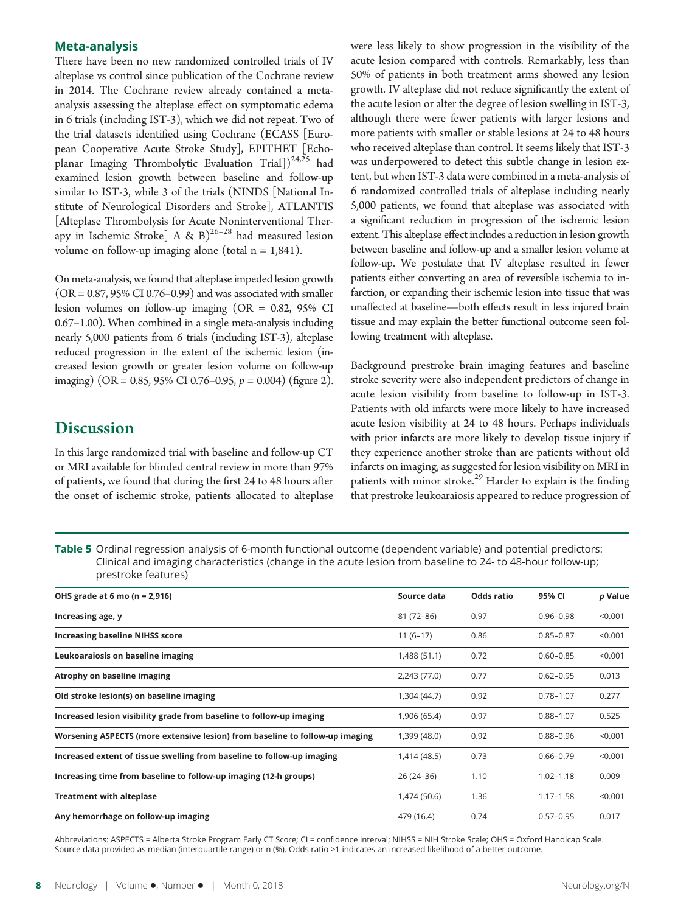### Meta-analysis

There have been no new randomized controlled trials of IV alteplase vs control since publication of the Cochrane review in 2014. The Cochrane review already contained a meta-analysis assessing the alteplase effect on symptomatic edema in 6 trials (including IST-3), which we did not repeat. Two of the trial datasets identified using Cochrane (ECASS [European Cooperative Acute Stroke Study], EPITHET [Echoplanar Imaging Thrombolytic Evaluation Trial])[24,25] had examined lesion growth between baseline and follow-up similar to IST-3, while 3 of the trials (NINDS [National Institute of Neurological Disorders and Stroke], ATLANTIS [Alteplase Thrombolysis for Acute Noninterventional Therapy in Ischemic Stroke] A & B)[26–28] had measured lesion volume on follow-up imaging alone (total n = 1,841).

On meta-analysis, we found that alteplase impeded lesion growth (OR = 0.87, 95% CI 0.76–0.99) and was associated with smaller lesion volumes on follow-up imaging (OR = 0.82, 95% CI 0.67–1.00). When combined in a single meta-analysis including nearly 5,000 patients from 6 trials (including IST-3), alteplase reduced progression in the extent of the ischemic lesion (increased lesion growth or greater lesion volume on follow-up imaging) (OR = 0.85, 95% CI 0.76–0.95, $p = 0.004$) (figure 2).

## Discussion

In this large randomized trial with baseline and follow-up CT or MRI available for blinded central review in more than 97% of patients, we found that during the first 24 to 48 hours after the onset of ischemic stroke, patients allocated to alteplase were less likely to show progression in the visibility of the acute lesion compared with controls. Remarkably, less than 50% of patients in both treatment arms showed any lesion growth. IV alteplase did not reduce significantly the extent of the acute lesion or alter the degree of lesion swelling in IST-3, although there were fewer patients with larger lesions and more patients with smaller or stable lesions at 24 to 48 hours who received alteplase than control. It seems likely that IST-3 was underpowered to detect this subtle change in lesion extent, but when IST-3 data were combined in a meta-analysis of 6 randomized controlled trials of alteplase including nearly 5,000 patients, we found that alteplase was associated with a significant reduction in progression of the ischemic lesion extent. This alteplase effect includes a reduction in lesion growth between baseline and follow-up and a smaller lesion volume at follow-up. We postulate that IV alteplase resulted in fewer patients either converting an area of reversible ischemia to infarction, or expanding their ischemic lesion into tissue that was unaffected at baseline—both effects result in less injured brain tissue and may explain the better functional outcome seen following treatment with alteplase.

Background prestroke brain imaging features and baseline stroke severity were also independent predictors of change in acute lesion visibility from baseline to follow-up in IST-3. Patients with old infarcts were more likely to have increased acute lesion visibility at 24 to 48 hours. Perhaps individuals with prior infarcts are more likely to develop tissue injury if they experience another stroke than are patients without old infarcts on imaging, as suggested for lesion visibility on MRI in patients with minor stroke.[29] Harder to explain is the finding that prestroke leukoaraiosis appeared to reduce progression of

**Table 5** Ordinal regression analysis of 6-month functional outcome (dependent variable) and potential predictors: Clinical and imaging characteristics (change in the acute lesion from baseline to 24- to 48-hour follow-up; prestroke features)

| OHS grade at 6 mo (n = 2,916) | Source data | Odds ratio | 95% CI | *p* Value |
|---|---|---|---|---|
| Increasing age, y | 81 (72–86) | 0.97 | 0.96–0.98 | <0.001 |
| Increasing baseline NIHSS score | 11 (6–17) | 0.86 | 0.85–0.87 | <0.001 |
| Leukoaraiosis on baseline imaging | 1,488 (51.1) | 0.72 | 0.60–0.85 | <0.001 |
| Atrophy on baseline imaging | 2,243 (77.0) | 0.77 | 0.62–0.95 | 0.013 |
| Old stroke lesion(s) on baseline imaging | 1,304 (44.7) | 0.92 | 0.78–1.07 | 0.277 |
| Increased lesion visibility grade from baseline to follow-up imaging | 1,906 (65.4) | 0.97 | 0.88–1.07 | 0.525 |
| Worsening ASPECTS (more extensive lesion) from baseline to follow-up imaging | 1,399 (48.0) | 0.92 | 0.88–0.96 | <0.001 |
| Increased extent of tissue swelling from baseline to follow-up imaging | 1,414 (48.5) | 0.73 | 0.66–0.79 | <0.001 |
| Increasing time from baseline to follow-up imaging (12-h groups) | 26 (24–36) | 1.10 | 1.02–1.18 | 0.009 |
| Treatment with alteplase | 1,474 (50.6) | 1.36 | 1.17–1.58 | <0.001 |
| Any hemorrhage on follow-up imaging | 479 (16.4) | 0.74 | 0.57–0.95 | 0.017 |

Abbreviations: ASPECTS = Alberta Stroke Program Early CT Score; CI = confidence interval; NIHSS = NIH Stroke Scale; OHS = Oxford Handicap Scale. Source data provided as median (interquartile range) or n (%). Odds ratio >1 indicates an increased likelihood of a better outcome.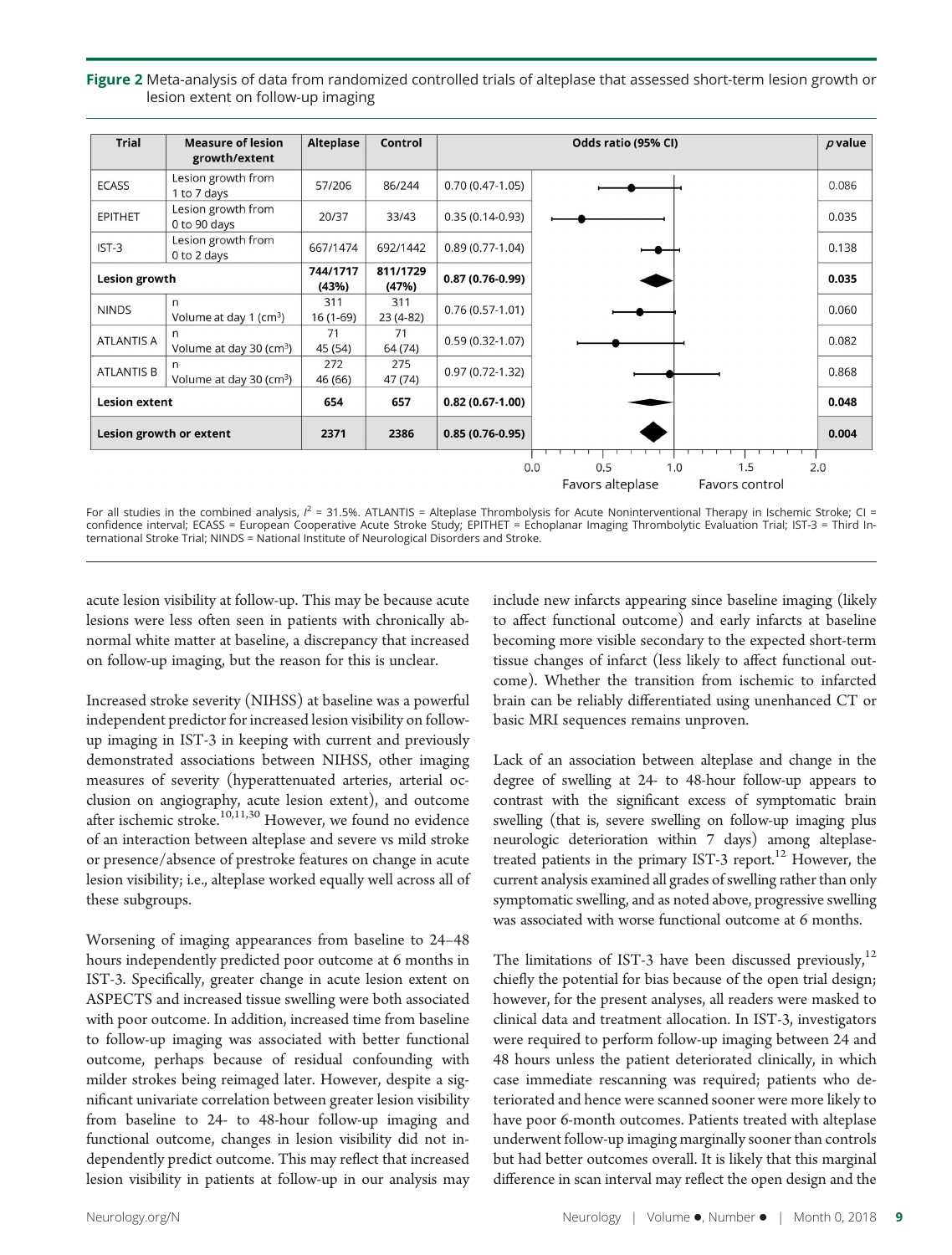**Figure 2** Meta-analysis of data from randomized controlled trials of alteplase that assessed short-term lesion growth or lesion extent on follow-up imaging

| Trial | Measure of lesion growth/extent | Alteplase | Control | Odds ratio (95% CI) | p value |
|---|---|---|---|---|---|
| ECASS | Lesion growth from 1 to 7 days | 57/206 | 86/244 | 0.70 (0.47-1.05) | 0.086 |
| EPITHET | Lesion growth from 0 to 90 days | 20/37 | 33/43 | 0.35 (0.14-0.93) | 0.035 |
| IST-3 | Lesion growth from 0 to 2 days | 667/1474 | 692/1442 | 0.89 (0.77-1.04) | 0.138 |
| **Lesion growth** | | **744/1717 (43%)** | **811/1729 (47%)** | **0.87 (0.76-0.99)** | **0.035** |
| NINDS | n<br>Volume at day 1 (cm³) | 311<br>16 (1-69) | 311<br>23 (4-82) | 0.76 (0.57-1.01) | 0.060 |
| ATLANTIS A | n<br>Volume at day 30 (cm³) | 71<br>45 (54) | 71<br>64 (74) | 0.59 (0.32-1.07) | 0.082 |
| ATLANTIS B | n<br>Volume at day 30 (cm³) | 272<br>46 (66) | 275<br>47 (74) | 0.97 (0.72-1.32) | 0.868 |
| **Lesion extent** | | **654** | **657** | **0.82 (0.67-1.00)** | **0.048** |
| **Lesion growth or extent** | | **2371** | **2386** | **0.85 (0.76-0.95)** | **0.004** |

Favors alteplase — Favors control (x-axis: 0.0, 0.5, 1.0, 1.5, 2.0)

For all studies in the combined analysis, $I^2$ = 31.5%. ATLANTIS = Alteplase Thrombolysis for Acute Noninterventional Therapy in Ischemic Stroke; CI = confidence interval; ECASS = European Cooperative Acute Stroke Study; EPITHET = Echoplanar Imaging Thrombolytic Evaluation Trial; IST-3 = Third International Stroke Trial; NINDS = National Institute of Neurological Disorders and Stroke.

acute lesion visibility at follow-up. This may be because acute lesions were less often seen in patients with chronically abnormal white matter at baseline, a discrepancy that increased on follow-up imaging, but the reason for this is unclear.

Increased stroke severity (NIHSS) at baseline was a powerful independent predictor for increased lesion visibility on follow-up imaging in IST-3 in keeping with current and previously demonstrated associations between NIHSS, other imaging measures of severity (hyperattenuated arteries, arterial occlusion on angiography, acute lesion extent), and outcome after ischemic stroke.[10,11,30] However, we found no evidence of an interaction between alteplase and severe vs mild stroke or presence/absence of prestroke features on change in acute lesion visibility; i.e., alteplase worked equally well across all of these subgroups.

Worsening of imaging appearances from baseline to 24–48 hours independently predicted poor outcome at 6 months in IST-3. Specifically, greater change in acute lesion extent on ASPECTS and increased tissue swelling were both associated with poor outcome. In addition, increased time from baseline to follow-up imaging was associated with better functional outcome, perhaps because of residual confounding with milder strokes being reimaged later. However, despite a significant univariate correlation between greater lesion visibility from baseline to 24- to 48-hour follow-up imaging and functional outcome, changes in lesion visibility did not independently predict outcome. This may reflect that increased lesion visibility in patients at follow-up in our analysis may include new infarcts appearing since baseline imaging (likely to affect functional outcome) and early infarcts at baseline becoming more visible secondary to the expected short-term tissue changes of infarct (less likely to affect functional outcome). Whether the transition from ischemic to infarcted brain can be reliably differentiated using unenhanced CT or basic MRI sequences remains unproven.

Lack of an association between alteplase and change in the degree of swelling at 24- to 48-hour follow-up appears to contrast with the significant excess of symptomatic brain swelling (that is, severe swelling on follow-up imaging plus neurologic deterioration within 7 days) among alteplase-treated patients in the primary IST-3 report.[12] However, the current analysis examined all grades of swelling rather than only symptomatic swelling, and as noted above, progressive swelling was associated with worse functional outcome at 6 months.

The limitations of IST-3 have been discussed previously,[12] chiefly the potential for bias because of the open trial design; however, for the present analyses, all readers were masked to clinical data and treatment allocation. In IST-3, investigators were required to perform follow-up imaging between 24 and 48 hours unless the patient deteriorated clinically, in which case immediate rescanning was required; patients who deteriorated and hence were scanned sooner were more likely to have poor 6-month outcomes. Patients treated with alteplase underwent follow-up imaging marginally sooner than controls but had better outcomes overall. It is likely that this marginal difference in scan interval may reflect the open design and the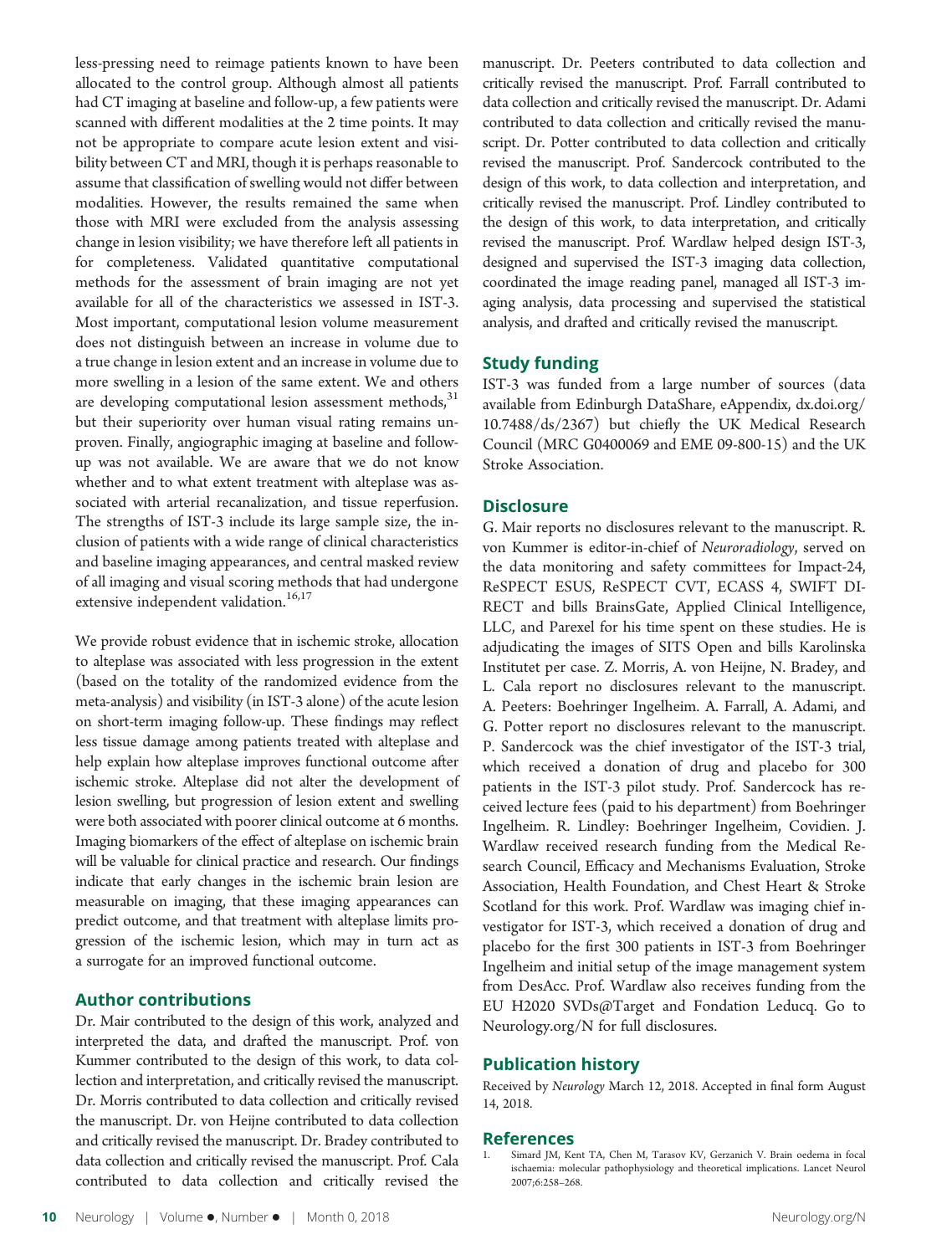less-pressing need to reimage patients known to have been allocated to the control group. Although almost all patients had CT imaging at baseline and follow-up, a few patients were scanned with different modalities at the 2 time points. It may not be appropriate to compare acute lesion extent and visibility between CT and MRI, though it is perhaps reasonable to assume that classification of swelling would not differ between modalities. However, the results remained the same when those with MRI were excluded from the analysis assessing change in lesion visibility; we have therefore left all patients in for completeness. Validated quantitative computational methods for the assessment of brain imaging are not yet available for all of the characteristics we assessed in IST-3. Most important, computational lesion volume measurement does not distinguish between an increase in volume due to a true change in lesion extent and an increase in volume due to more swelling in a lesion of the same extent. We and others are developing computational lesion assessment methods,[31] but their superiority over human visual rating remains unproven. Finally, angiographic imaging at baseline and follow-up was not available. We are aware that we do not know whether and to what extent treatment with alteplase was associated with arterial recanalization, and tissue reperfusion. The strengths of IST-3 include its large sample size, the inclusion of patients with a wide range of clinical characteristics and baseline imaging appearances, and central masked review of all imaging and visual scoring methods that had undergone extensive independent validation.[16,17]

We provide robust evidence that in ischemic stroke, allocation to alteplase was associated with less progression in the extent (based on the totality of the randomized evidence from the meta-analysis) and visibility (in IST-3 alone) of the acute lesion on short-term imaging follow-up. These findings may reflect less tissue damage among patients treated with alteplase and help explain how alteplase improves functional outcome after ischemic stroke. Alteplase did not alter the development of lesion swelling, but progression of lesion extent and swelling were both associated with poorer clinical outcome at 6 months. Imaging biomarkers of the effect of alteplase on ischemic brain will be valuable for clinical practice and research. Our findings indicate that early changes in the ischemic brain lesion are measurable on imaging, that these imaging appearances can predict outcome, and that treatment with alteplase limits progression of the ischemic lesion, which may in turn act as a surrogate for an improved functional outcome.

## Author contributions

Dr. Mair contributed to the design of this work, analyzed and interpreted the data, and drafted the manuscript. Prof. von Kummer contributed to the design of this work, to data collection and interpretation, and critically revised the manuscript. Dr. Morris contributed to data collection and critically revised the manuscript. Dr. von Heijne contributed to data collection and critically revised the manuscript. Dr. Bradey contributed to data collection and critically revised the manuscript. Prof. Cala contributed to data collection and critically revised the manuscript. Dr. Peeters contributed to data collection and critically revised the manuscript. Prof. Farrall contributed to data collection and critically revised the manuscript. Dr. Adami contributed to data collection and critically revised the manuscript. Dr. Potter contributed to data collection and critically revised the manuscript. Prof. Sandercock contributed to the design of this work, to data collection and interpretation, and critically revised the manuscript. Prof. Lindley contributed to the design of this work, to data interpretation, and critically revised the manuscript. Prof. Wardlaw helped design IST-3, designed and supervised the IST-3 imaging data collection, coordinated the image reading panel, managed all IST-3 imaging analysis, data processing and supervised the statistical analysis, and drafted and critically revised the manuscript.

## Study funding

IST-3 was funded from a large number of sources (data available from Edinburgh DataShare, eAppendix, dx.doi.org/10.7488/ds/2367) but chiefly the UK Medical Research Council (MRC G0400069 and EME 09-800-15) and the UK Stroke Association.

## Disclosure

G. Mair reports no disclosures relevant to the manuscript. R. von Kummer is editor-in-chief of *Neuroradiology*, served on the data monitoring and safety committees for Impact-24, ReSPECT ESUS, ReSPECT CVT, ECASS 4, SWIFT DIRECT and bills BrainsGate, Applied Clinical Intelligence, LLC, and Parexel for his time spent on these studies. He is adjudicating the images of SITS Open and bills Karolinska Institutet per case. Z. Morris, A. von Heijne, N. Bradey, and L. Cala report no disclosures relevant to the manuscript. A. Peeters: Boehringer Ingelheim. A. Farrall, A. Adami, and G. Potter report no disclosures relevant to the manuscript. P. Sandercock was the chief investigator of the IST-3 trial, which received a donation of drug and placebo for 300 patients in the IST-3 pilot study. Prof. Sandercock has received lecture fees (paid to his department) from Boehringer Ingelheim. R. Lindley: Boehringer Ingelheim, Covidien. J. Wardlaw received research funding from the Medical Research Council, Efficacy and Mechanisms Evaluation, Stroke Association, Health Foundation, and Chest Heart & Stroke Scotland for this work. Prof. Wardlaw was imaging chief investigator for IST-3, which received a donation of drug and placebo for the first 300 patients in IST-3 from Boehringer Ingelheim and initial setup of the image management system from DesAcc. Prof. Wardlaw also receives funding from the EU H2020 SVDs@Target and Fondation Leducq. Go to Neurology.org/N for full disclosures.

## Publication history

Received by *Neurology* March 12, 2018. Accepted in final form August 14, 2018.

## References

1. Simard JM, Kent TA, Chen M, Tarasov KV, Gerzanich V. Brain oedema in focal ischaemia: molecular pathophysiology and theoretical implications. Lancet Neurol 2007;6:258–268.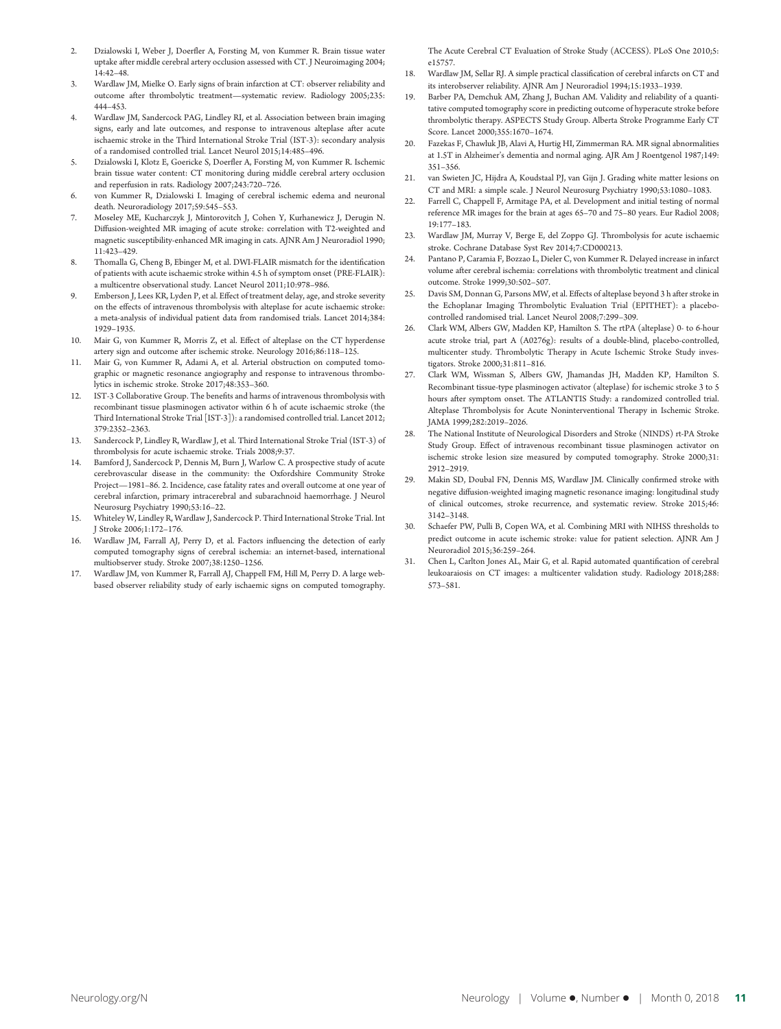2. Dzialowski I, Weber J, Doerfler A, Forsting M, von Kummer R. Brain tissue water uptake after middle cerebral artery occlusion assessed with CT. J Neuroimaging 2004;14:42–48.
3. Wardlaw JM, Mielke O. Early signs of brain infarction at CT: observer reliability and outcome after thrombolytic treatment—systematic review. Radiology 2005;235:444–453.
4. Wardlaw JM, Sandercock PAG, Lindley RI, et al. Association between brain imaging signs, early and late outcomes, and response to intravenous alteplase after acute ischaemic stroke in the Third International Stroke Trial (IST-3): secondary analysis of a randomised controlled trial. Lancet Neurol 2015;14:485–496.
5. Dzialowski I, Klotz E, Goericke S, Doerfler A, Forsting M, von Kummer R. Ischemic brain tissue water content: CT monitoring during middle cerebral artery occlusion and reperfusion in rats. Radiology 2007;243:720–726.
6. von Kummer R, Dzialowski I. Imaging of cerebral ischemic edema and neuronal death. Neuroradiology 2017;59:545–553.
7. Moseley ME, Kucharczyk J, Mintorovitch J, Cohen Y, Kurhanewicz J, Derugin N. Diffusion-weighted MR imaging of acute stroke: correlation with T2-weighted and magnetic susceptibility-enhanced MR imaging in cats. AJNR Am J Neuroradiol 1990;11:423–429.
8. Thomalla G, Cheng B, Ebinger M, et al. DWI-FLAIR mismatch for the identification of patients with acute ischaemic stroke within 4.5 h of symptom onset (PRE-FLAIR): a multicentre observational study. Lancet Neurol 2011;10:978–986.
9. Emberson J, Lees KR, Lyden P, et al. Effect of treatment delay, age, and stroke severity on the effects of intravenous thrombolysis with alteplase for acute ischaemic stroke: a meta-analysis of individual patient data from randomised trials. Lancet 2014;384:1929–1935.
10. Mair G, von Kummer R, Morris Z, et al. Effect of alteplase on the CT hyperdense artery sign and outcome after ischemic stroke. Neurology 2016;86:118–125.
11. Mair G, von Kummer R, Adami A, et al. Arterial obstruction on computed tomographic or magnetic resonance angiography and response to intravenous thrombolytics in ischemic stroke. Stroke 2017;48:353–360.
12. IST-3 Collaborative Group. The benefits and harms of intravenous thrombolysis with recombinant tissue plasminogen activator within 6 h of acute ischaemic stroke (the Third International Stroke Trial [IST-3]): a randomised controlled trial. Lancet 2012;379:2352–2363.
13. Sandercock P, Lindley R, Wardlaw J, et al. Third International Stroke Trial (IST-3) of thrombolysis for acute ischaemic stroke. Trials 2008;9:37.
14. Bamford J, Sandercock P, Dennis M, Burn J, Warlow C. A prospective study of acute cerebrovascular disease in the community: the Oxfordshire Community Stroke Project—1981–86. 2. Incidence, case fatality rates and overall outcome at one year of cerebral infarction, primary intracerebral and subarachnoid haemorrhage. J Neurol Neurosurg Psychiatry 1990;53:16–22.
15. Whiteley W, Lindley R, Wardlaw J, Sandercock P. Third International Stroke Trial. Int J Stroke 2006;1:172–176.
16. Wardlaw JM, Farrall AJ, Perry D, et al. Factors influencing the detection of early computed tomography signs of cerebral ischemia: an internet-based, international multiobserver study. Stroke 2007;38:1250–1256.
17. Wardlaw JM, von Kummer R, Farrall AJ, Chappell FM, Hill M, Perry D. A large web-based observer reliability study of early ischaemic signs on computed tomography. The Acute Cerebral CT Evaluation of Stroke Study (ACCESS). PLoS One 2010;5:e15757.
18. Wardlaw JM, Sellar RJ. A simple practical classification of cerebral infarcts on CT and its interobserver reliability. AJNR Am J Neuroradiol 1994;15:1933–1939.
19. Barber PA, Demchuk AM, Zhang J, Buchan AM. Validity and reliability of a quantitative computed tomography score in predicting outcome of hyperacute stroke before thrombolytic therapy. ASPECTS Study Group. Alberta Stroke Programme Early CT Score. Lancet 2000;355:1670–1674.
20. Fazekas F, Chawluk JB, Alavi A, Hurtig HI, Zimmerman RA. MR signal abnormalities at 1.5T in Alzheimer's dementia and normal aging. AJR Am J Roentgenol 1987;149:351–356.
21. van Swieten JC, Hijdra A, Koudstaal PJ, van Gijn J. Grading white matter lesions on CT and MRI: a simple scale. J Neurol Neurosurg Psychiatry 1990;53:1080–1083.
22. Farrell C, Chappell F, Armitage PA, et al. Development and initial testing of normal reference MR images for the brain at ages 65–70 and 75–80 years. Eur Radiol 2008;19:177–183.
23. Wardlaw JM, Murray V, Berge E, del Zoppo GJ. Thrombolysis for acute ischaemic stroke. Cochrane Database Syst Rev 2014;7:CD000213.
24. Pantano P, Caramia F, Bozzao L, Dieler C, von Kummer R. Delayed increase in infarct volume after cerebral ischemia: correlations with thrombolytic treatment and clinical outcome. Stroke 1999;30:502–507.
25. Davis SM, Donnan G, Parsons MW, et al. Effects of alteplase beyond 3 h after stroke in the Echoplanar Imaging Thrombolytic Evaluation Trial (EPITHET): a placebo-controlled randomised trial. Lancet Neurol 2008;7:299–309.
26. Clark WM, Albers GW, Madden KP, Hamilton S. The rtPA (alteplase) 0- to 6-hour acute stroke trial, part A (A0276g): results of a double-blind, placebo-controlled, multicenter study. Thrombolytic Therapy in Acute Ischemic Stroke Study investigators. Stroke 2000;31:811–816.
27. Clark WM, Wissman S, Albers GW, Jhamandas JH, Madden KP, Hamilton S. Recombinant tissue-type plasminogen activator (alteplase) for ischemic stroke 3 to 5 hours after symptom onset. The ATLANTIS Study: a randomized controlled trial. Alteplase Thrombolysis for Acute Noninterventional Therapy in Ischemic Stroke. JAMA 1999;282:2019–2026.
28. The National Institute of Neurological Disorders and Stroke (NINDS) rt-PA Stroke Study Group. Effect of intravenous recombinant tissue plasminogen activator on ischemic stroke lesion size measured by computed tomography. Stroke 2000;31:2912–2919.
29. Makin SD, Doubal FN, Dennis MS, Wardlaw JM. Clinically confirmed stroke with negative diffusion-weighted imaging magnetic resonance imaging: longitudinal study of clinical outcomes, stroke recurrence, and systematic review. Stroke 2015;46:3142–3148.
30. Schaefer PW, Pulli B, Copen WA, et al. Combining MRI with NIHSS thresholds to predict outcome in acute ischemic stroke: value for patient selection. AJNR Am J Neuroradiol 2015;36:259–264.
31. Chen L, Carlton Jones AL, Mair G, et al. Rapid automated quantification of cerebral leukoaraiosis on CT images: a multicenter validation study. Radiology 2018;288:573–581.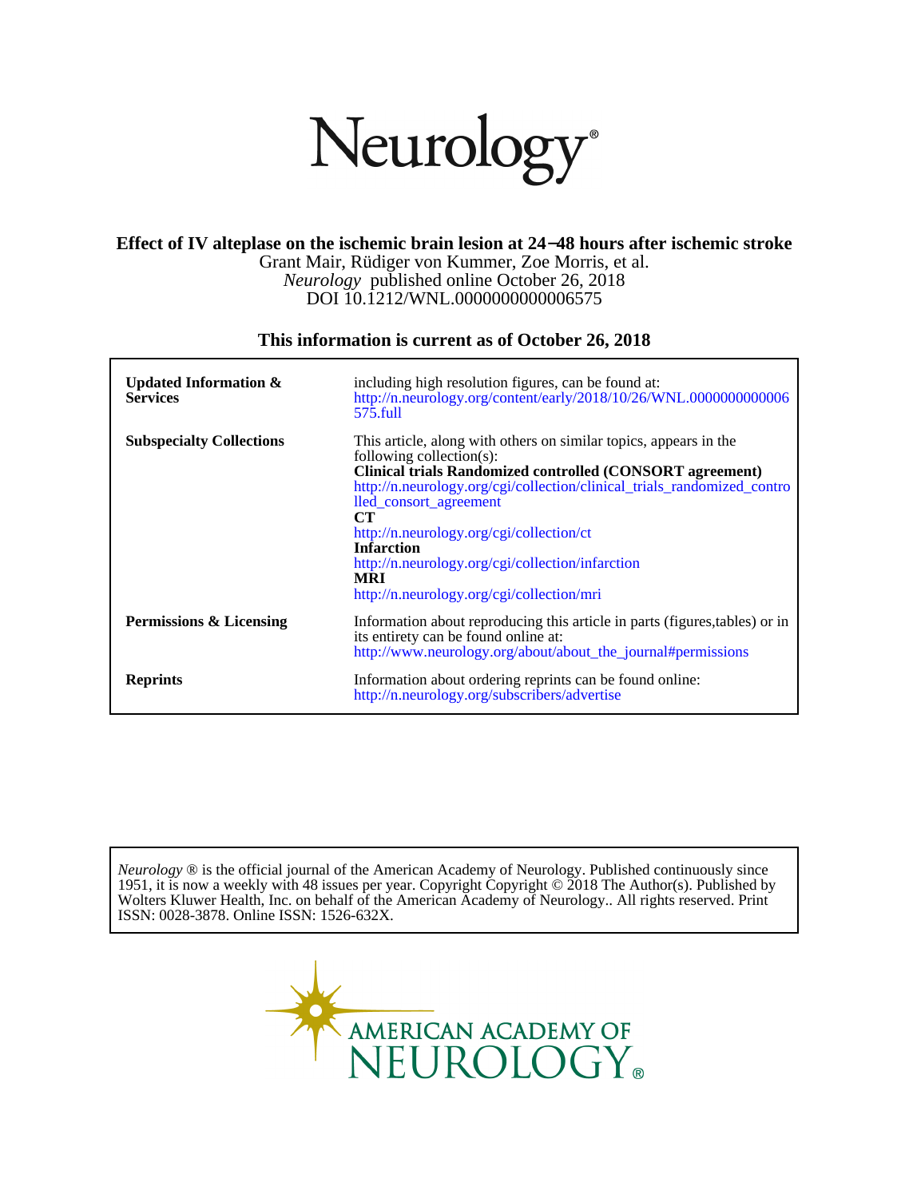# Neurology®

**Effect of IV alteplase on the ischemic brain lesion at 24–48 hours after ischemic stroke**

Grant Mair, Rüdiger von Kummer, Zoe Morris, et al.

*Neurology* published online October 26, 2018

DOI 10.1212/WNL.0000000000006575

**This information is current as of October 26, 2018**

| | |
|---|---|
| **Updated Information & Services** | including high resolution figures, can be found at: http://n.neurology.org/content/early/2018/10/26/WNL.0000000000006575.full |
| **Subspecialty Collections** | This article, along with others on similar topics, appears in the following collection(s): **Clinical trials Randomized controlled (CONSORT agreement)** http://n.neurology.org/cgi/collection/clinical_trials_randomized_controlled_consort_agreement **CT** http://n.neurology.org/cgi/collection/ct **Infarction** http://n.neurology.org/cgi/collection/infarction **MRI** http://n.neurology.org/cgi/collection/mri |
| **Permissions & Licensing** | Information about reproducing this article in parts (figures,tables) or in its entirety can be found online at: http://www.neurology.org/about/about_the_journal#permissions |
| **Reprints** | Information about ordering reprints can be found online: http://n.neurology.org/subscribers/advertise |

*Neurology* ® is the official journal of the American Academy of Neurology. Published continuously since 1951, it is now a weekly with 48 issues per year. Copyright Copyright © 2018 The Author(s). Published by Wolters Kluwer Health, Inc. on behalf of the American Academy of Neurology.. All rights reserved. Print ISSN: 0028-3878. Online ISSN: 1526-632X.

AMERICAN ACADEMY OF NEUROLOGY®